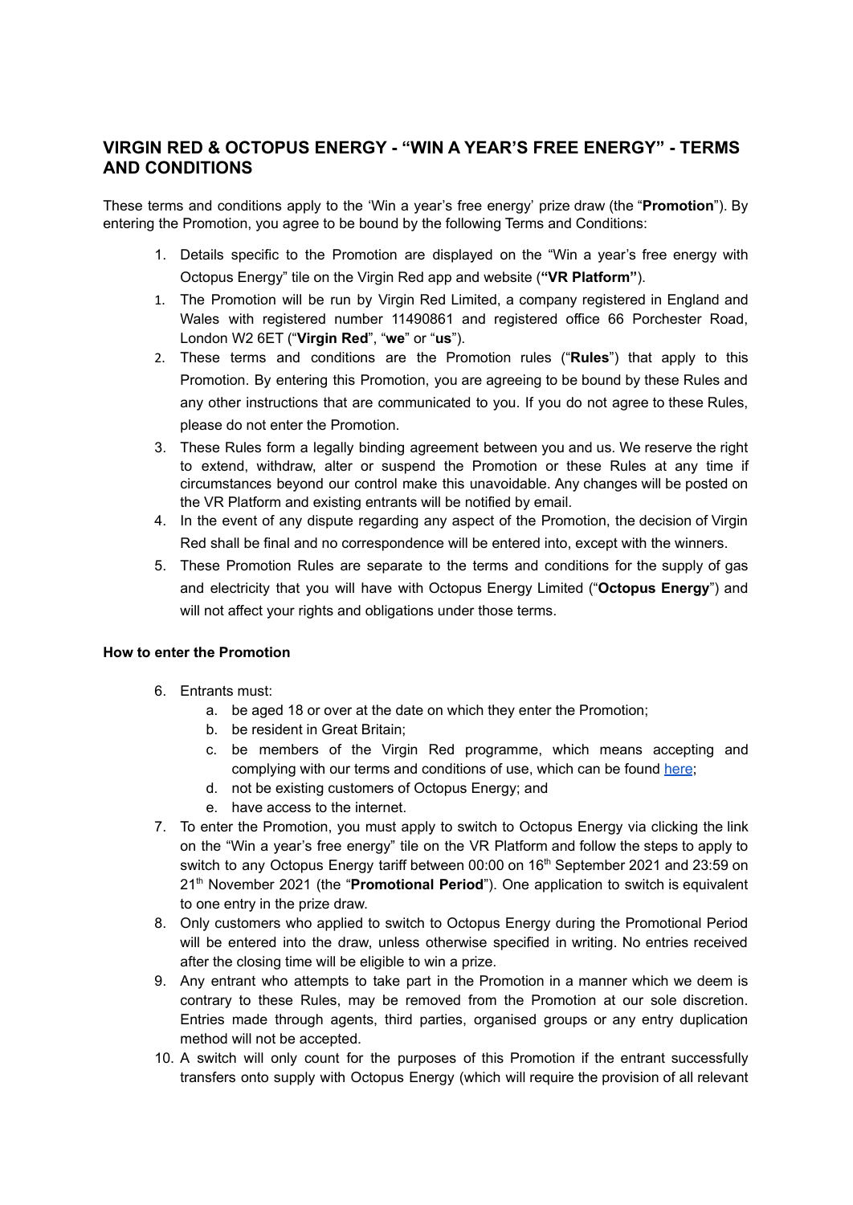## VIRGIN RED & OCTOPUS ENERGY - "WIN A YEAR'S FREE ENERGY" - TERMS AND CONDITIONS

These terms and conditions apply to the 'Win a year's free energy' prize draw (the "**Promotion**"). By entering the Promotion, you agree to be bound by the following Terms and Conditions:

1. Details specific to the Promotion are displayed on the "Win a year's free energy with Octopus Energy" tile on the Virgin Red app and website (**"VR Platform"**).
1. The Promotion will be run by Virgin Red Limited, a company registered in England and Wales with registered number 11490861 and registered office 66 Porchester Road, London W2 6ET ("**Virgin Red**", "**we**" or "**us**").
2. These terms and conditions are the Promotion rules ("**Rules**") that apply to this Promotion. By entering this Promotion, you are agreeing to be bound by these Rules and any other instructions that are communicated to you. If you do not agree to these Rules, please do not enter the Promotion.
3. These Rules form a legally binding agreement between you and us. We reserve the right to extend, withdraw, alter or suspend the Promotion or these Rules at any time if circumstances beyond our control make this unavoidable. Any changes will be posted on the VR Platform and existing entrants will be notified by email.
4. In the event of any dispute regarding any aspect of the Promotion, the decision of Virgin Red shall be final and no correspondence will be entered into, except with the winners.
5. These Promotion Rules are separate to the terms and conditions for the supply of gas and electricity that you will have with Octopus Energy Limited ("**Octopus Energy**") and will not affect your rights and obligations under those terms.

**How to enter the Promotion**

6. Entrants must:
   a. be aged 18 or over at the date on which they enter the Promotion;
   b. be resident in Great Britain;
   c. be members of the Virgin Red programme, which means accepting and complying with our terms and conditions of use, which can be found here;
   d. not be existing customers of Octopus Energy; and
   e. have access to the internet.
7. To enter the Promotion, you must apply to switch to Octopus Energy via clicking the link on the "Win a year's free energy" tile on the VR Platform and follow the steps to apply to switch to any Octopus Energy tariff between 00:00 on 16th September 2021 and 23:59 on 21st November 2021 (the "**Promotional Period**"). One application to switch is equivalent to one entry in the prize draw.
8. Only customers who applied to switch to Octopus Energy during the Promotional Period will be entered into the draw, unless otherwise specified in writing. No entries received after the closing time will be eligible to win a prize.
9. Any entrant who attempts to take part in the Promotion in a manner which we deem is contrary to these Rules, may be removed from the Promotion at our sole discretion. Entries made through agents, third parties, organised groups or any entry duplication method will not be accepted.
10. A switch will only count for the purposes of this Promotion if the entrant successfully transfers onto supply with Octopus Energy (which will require the provision of all relevant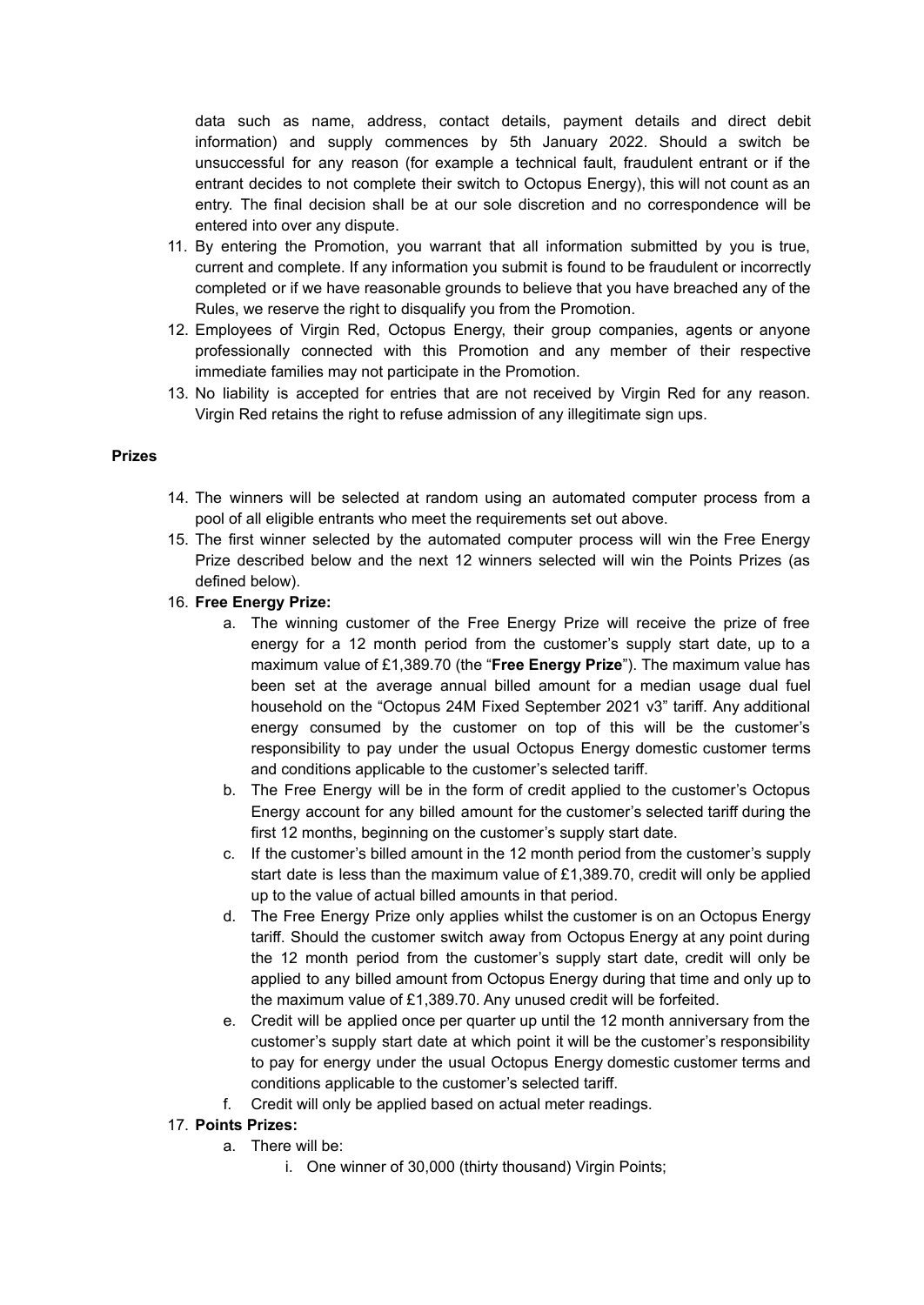data such as name, address, contact details, payment details and direct debit information) and supply commences by 5th January 2022. Should a switch be unsuccessful for any reason (for example a technical fault, fraudulent entrant or if the entrant decides to not complete their switch to Octopus Energy), this will not count as an entry. The final decision shall be at our sole discretion and no correspondence will be entered into over any dispute.

11. By entering the Promotion, you warrant that all information submitted by you is true, current and complete. If any information you submit is found to be fraudulent or incorrectly completed or if we have reasonable grounds to believe that you have breached any of the Rules, we reserve the right to disqualify you from the Promotion.
12. Employees of Virgin Red, Octopus Energy, their group companies, agents or anyone professionally connected with this Promotion and any member of their respective immediate families may not participate in the Promotion.
13. No liability is accepted for entries that are not received by Virgin Red for any reason. Virgin Red retains the right to refuse admission of any illegitimate sign ups.

**Prizes**

14. The winners will be selected at random using an automated computer process from a pool of all eligible entrants who meet the requirements set out above.
15. The first winner selected by the automated computer process will win the Free Energy Prize described below and the next 12 winners selected will win the Points Prizes (as defined below).
16. **Free Energy Prize:**
    a. The winning customer of the Free Energy Prize will receive the prize of free energy for a 12 month period from the customer's supply start date, up to a maximum value of £1,389.70 (the "**Free Energy Prize**"). The maximum value has been set at the average annual billed amount for a median usage dual fuel household on the "Octopus 24M Fixed September 2021 v3" tariff. Any additional energy consumed by the customer on top of this will be the customer's responsibility to pay under the usual Octopus Energy domestic customer terms and conditions applicable to the customer's selected tariff.
    b. The Free Energy will be in the form of credit applied to the customer's Octopus Energy account for any billed amount for the customer's selected tariff during the first 12 months, beginning on the customer's supply start date.
    c. If the customer's billed amount in the 12 month period from the customer's supply start date is less than the maximum value of £1,389.70, credit will only be applied up to the value of actual billed amounts in that period.
    d. The Free Energy Prize only applies whilst the customer is on an Octopus Energy tariff. Should the customer switch away from Octopus Energy at any point during the 12 month period from the customer's supply start date, credit will only be applied to any billed amount from Octopus Energy during that time and only up to the maximum value of £1,389.70. Any unused credit will be forfeited.
    e. Credit will be applied once per quarter up until the 12 month anniversary from the customer's supply start date at which point it will be the customer's responsibility to pay for energy under the usual Octopus Energy domestic customer terms and conditions applicable to the customer's selected tariff.
    f. Credit will only be applied based on actual meter readings.
17. **Points Prizes:**
    a. There will be:
        i. One winner of 30,000 (thirty thousand) Virgin Points;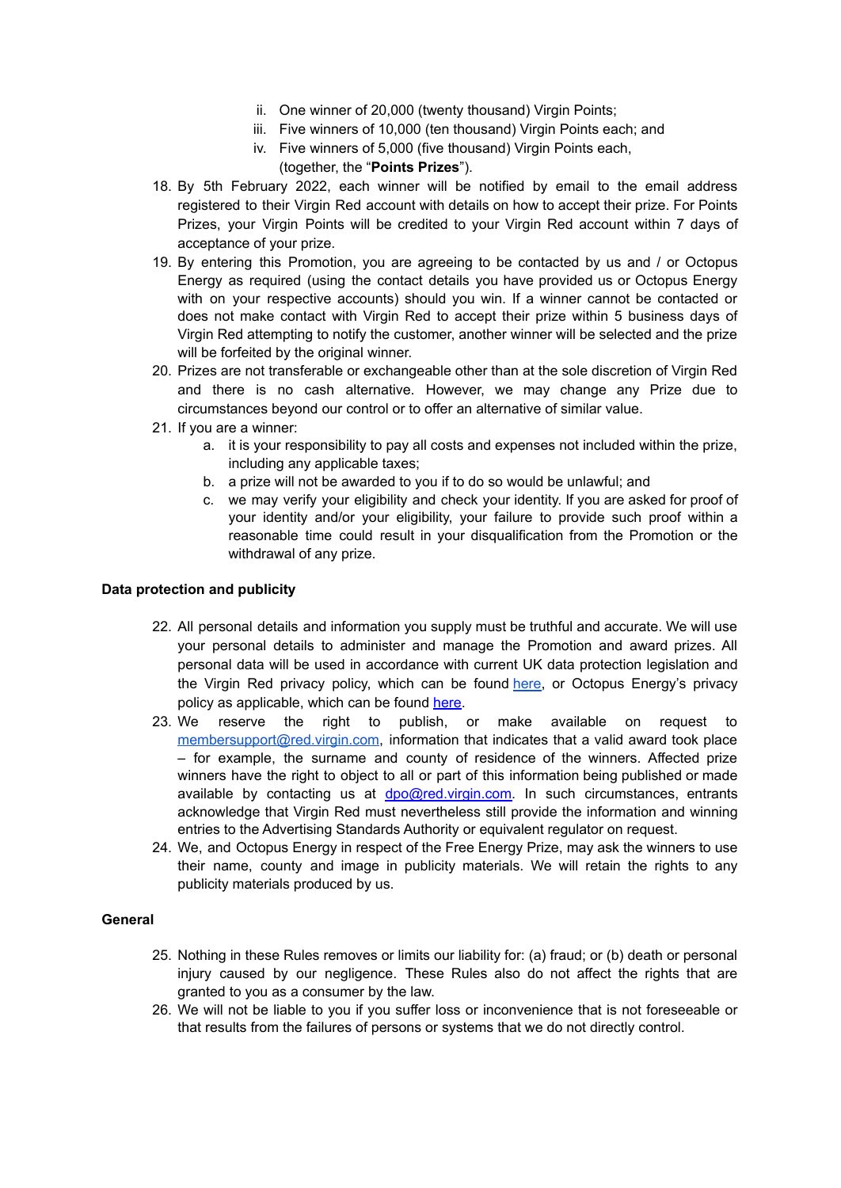ii. One winner of 20,000 (twenty thousand) Virgin Points;
   iii. Five winners of 10,000 (ten thousand) Virgin Points each; and
   iv. Five winners of 5,000 (five thousand) Virgin Points each,
   (together, the "**Points Prizes**").

18. By 5th February 2022, each winner will be notified by email to the email address registered to their Virgin Red account with details on how to accept their prize. For Points Prizes, your Virgin Points will be credited to your Virgin Red account within 7 days of acceptance of your prize.
19. By entering this Promotion, you are agreeing to be contacted by us and / or Octopus Energy as required (using the contact details you have provided us or Octopus Energy with on your respective accounts) should you win. If a winner cannot be contacted or does not make contact with Virgin Red to accept their prize within 5 business days of Virgin Red attempting to notify the customer, another winner will be selected and the prize will be forfeited by the original winner.
20. Prizes are not transferable or exchangeable other than at the sole discretion of Virgin Red and there is no cash alternative. However, we may change any Prize due to circumstances beyond our control or to offer an alternative of similar value.
21. If you are a winner:
    a. it is your responsibility to pay all costs and expenses not included within the prize, including any applicable taxes;
    b. a prize will not be awarded to you if to do so would be unlawful; and
    c. we may verify your eligibility and check your identity. If you are asked for proof of your identity and/or your eligibility, your failure to provide such proof within a reasonable time could result in your disqualification from the Promotion or the withdrawal of any prize.

**Data protection and publicity**

22. All personal details and information you supply must be truthful and accurate. We will use your personal details to administer and manage the Promotion and award prizes. All personal data will be used in accordance with current UK data protection legislation and the Virgin Red privacy policy, which can be found here, or Octopus Energy's privacy policy as applicable, which can be found here.
23. We reserve the right to publish, or make available on request to membersupport@red.virgin.com, information that indicates that a valid award took place – for example, the surname and county of residence of the winners. Affected prize winners have the right to object to all or part of this information being published or made available by contacting us at dpo@red.virgin.com. In such circumstances, entrants acknowledge that Virgin Red must nevertheless still provide the information and winning entries to the Advertising Standards Authority or equivalent regulator on request.
24. We, and Octopus Energy in respect of the Free Energy Prize, may ask the winners to use their name, county and image in publicity materials. We will retain the rights to any publicity materials produced by us.

**General**

25. Nothing in these Rules removes or limits our liability for: (a) fraud; or (b) death or personal injury caused by our negligence. These Rules also do not affect the rights that are granted to you as a consumer by the law.
26. We will not be liable to you if you suffer loss or inconvenience that is not foreseeable or that results from the failures of persons or systems that we do not directly control.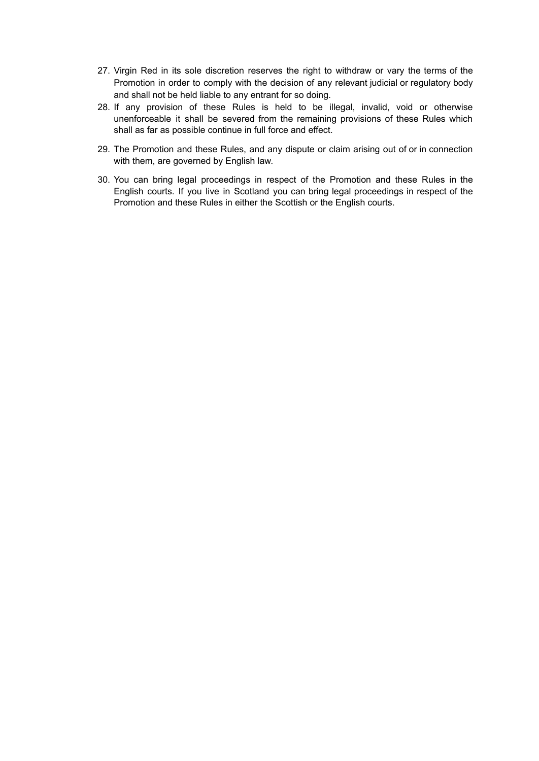27. Virgin Red in its sole discretion reserves the right to withdraw or vary the terms of the Promotion in order to comply with the decision of any relevant judicial or regulatory body and shall not be held liable to any entrant for so doing.
28. If any provision of these Rules is held to be illegal, invalid, void or otherwise unenforceable it shall be severed from the remaining provisions of these Rules which shall as far as possible continue in full force and effect.
29. The Promotion and these Rules, and any dispute or claim arising out of or in connection with them, are governed by English law.
30. You can bring legal proceedings in respect of the Promotion and these Rules in the English courts. If you live in Scotland you can bring legal proceedings in respect of the Promotion and these Rules in either the Scottish or the English courts.